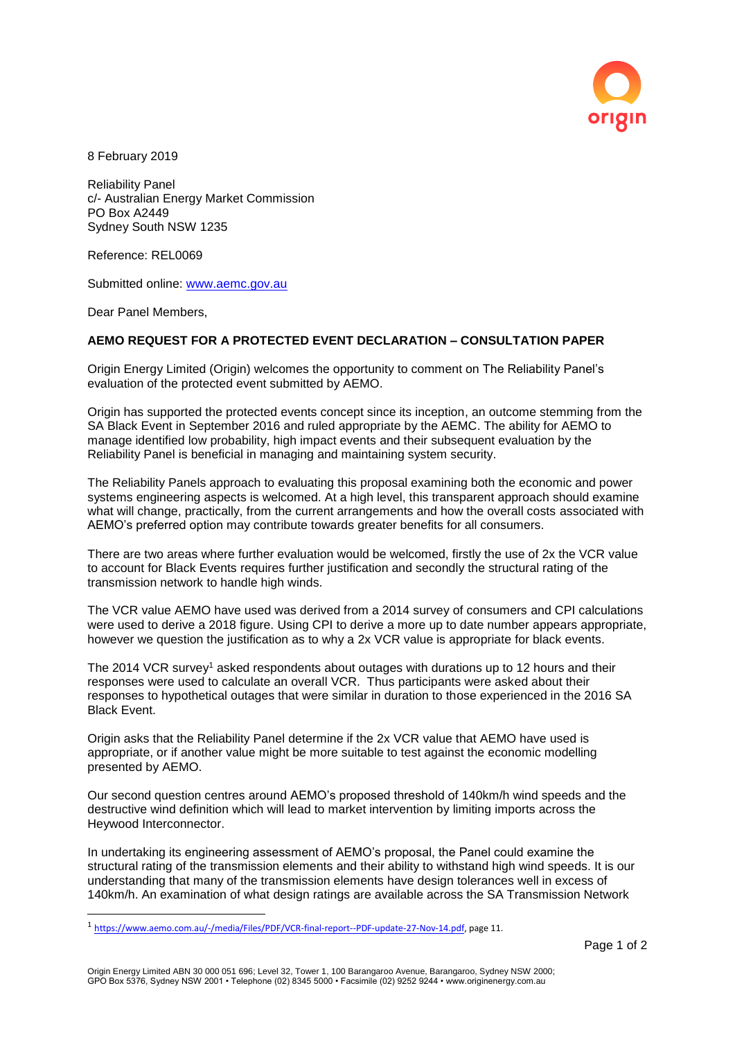8 February 2019

Reliability Panel
c/- Australian Energy Market Commission
PO Box A2449
Sydney South NSW 1235

Reference: REL0069

Submitted online: www.aemc.gov.au

Dear Panel Members,

**AEMO REQUEST FOR A PROTECTED EVENT DECLARATION – CONSULTATION PAPER**

Origin Energy Limited (Origin) welcomes the opportunity to comment on The Reliability Panel's evaluation of the protected event submitted by AEMO.

Origin has supported the protected events concept since its inception, an outcome stemming from the SA Black Event in September 2016 and ruled appropriate by the AEMC. The ability for AEMO to manage identified low probability, high impact events and their subsequent evaluation by the Reliability Panel is beneficial in managing and maintaining system security.

The Reliability Panels approach to evaluating this proposal examining both the economic and power systems engineering aspects is welcomed. At a high level, this transparent approach should examine what will change, practically, from the current arrangements and how the overall costs associated with AEMO's preferred option may contribute towards greater benefits for all consumers.

There are two areas where further evaluation would be welcomed, firstly the use of 2x the VCR value to account for Black Events requires further justification and secondly the structural rating of the transmission network to handle high winds.

The VCR value AEMO have used was derived from a 2014 survey of consumers and CPI calculations were used to derive a 2018 figure. Using CPI to derive a more up to date number appears appropriate, however we question the justification as to why a 2x VCR value is appropriate for black events.

The 2014 VCR survey[1] asked respondents about outages with durations up to 12 hours and their responses were used to calculate an overall VCR. Thus participants were asked about their responses to hypothetical outages that were similar in duration to those experienced in the 2016 SA Black Event.

Origin asks that the Reliability Panel determine if the 2x VCR value that AEMO have used is appropriate, or if another value might be more suitable to test against the economic modelling presented by AEMO.

Our second question centres around AEMO's proposed threshold of 140km/h wind speeds and the destructive wind definition which will lead to market intervention by limiting imports across the Heywood Interconnector.

In undertaking its engineering assessment of AEMO's proposal, the Panel could examine the structural rating of the transmission elements and their ability to withstand high wind speeds. It is our understanding that many of the transmission elements have design tolerances well in excess of 140km/h. An examination of what design ratings are available across the SA Transmission Network

[1] https://www.aemo.com.au/-/media/Files/PDF/VCR-final-report--PDF-update-27-Nov-14.pdf, page 11.

Origin Energy Limited ABN 30 000 051 696; Level 32, Tower 1, 100 Barangaroo Avenue, Barangaroo, Sydney NSW 2000; GPO Box 5376, Sydney NSW 2001 • Telephone (02) 8345 5000 • Facsimile (02) 9252 9244 • www.originenergy.com.au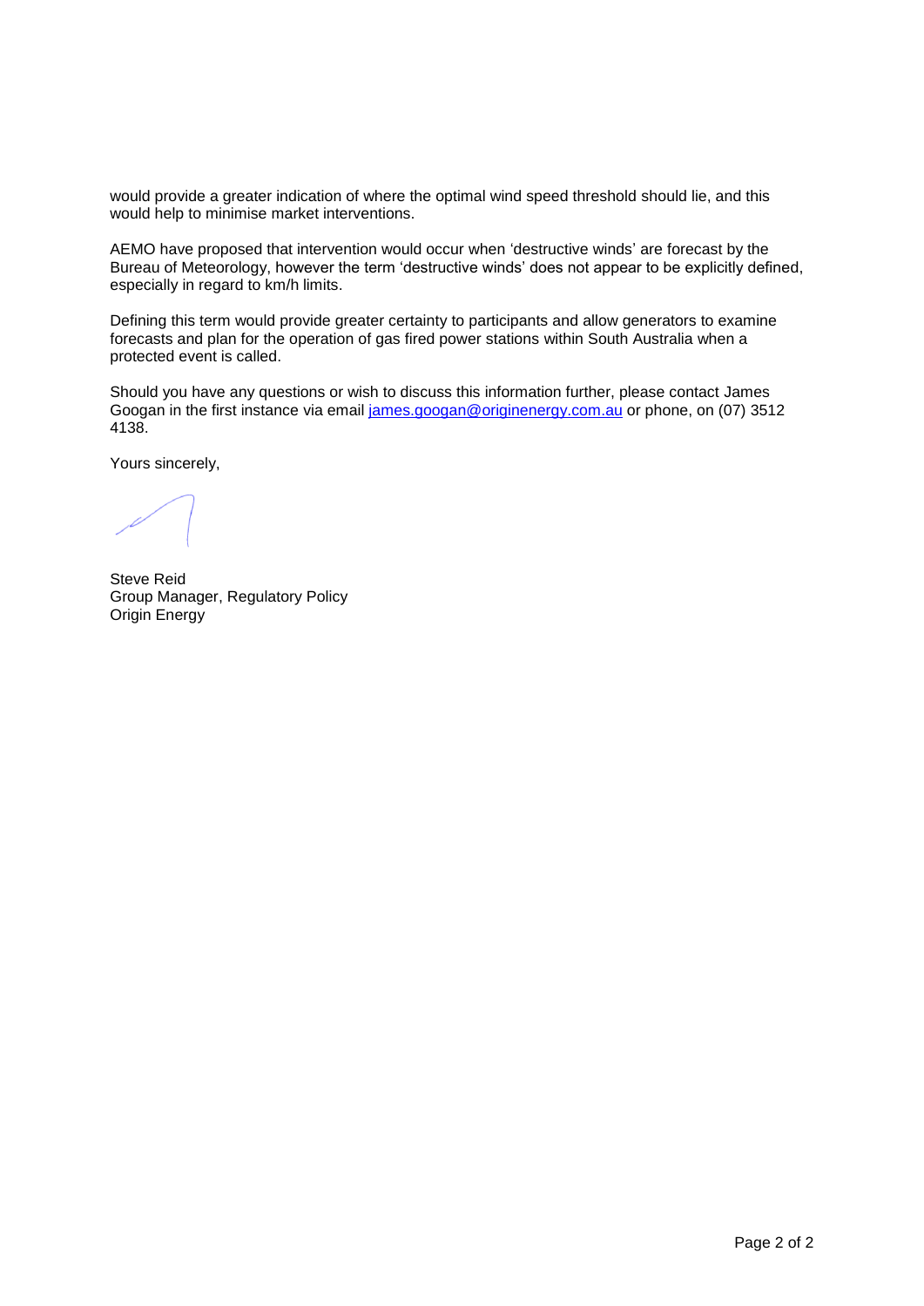would provide a greater indication of where the optimal wind speed threshold should lie, and this would help to minimise market interventions.

AEMO have proposed that intervention would occur when 'destructive winds' are forecast by the Bureau of Meteorology, however the term 'destructive winds' does not appear to be explicitly defined, especially in regard to km/h limits.

Defining this term would provide greater certainty to participants and allow generators to examine forecasts and plan for the operation of gas fired power stations within South Australia when a protected event is called.

Should you have any questions or wish to discuss this information further, please contact James Googan in the first instance via email [james.googan@originenergy.com.au](mailto:james.googan@originenergy.com.au) or phone, on (07) 3512 4138.

Yours sincerely,

Steve Reid
Group Manager, Regulatory Policy
Origin Energy